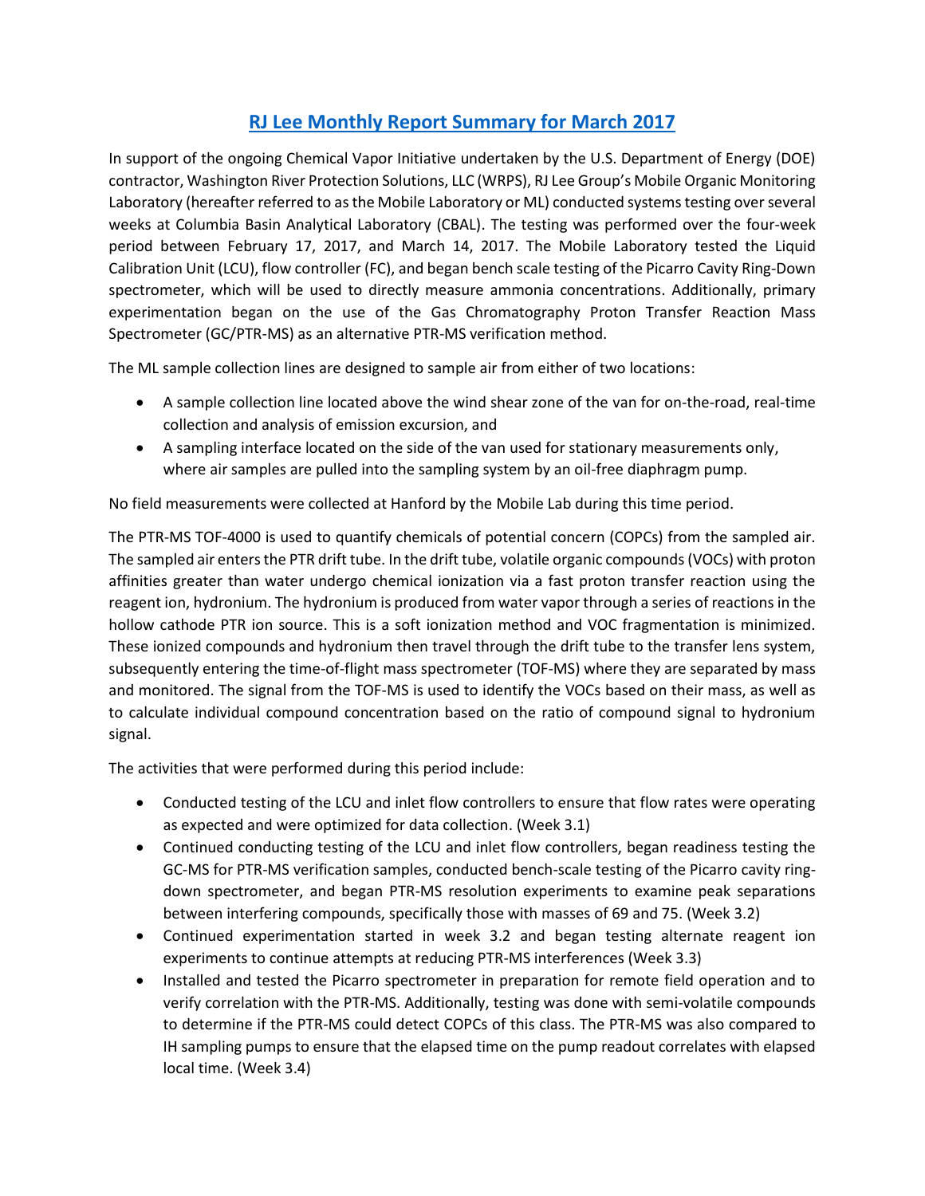# RJ Lee Monthly Report Summary for March 2017

In support of the ongoing Chemical Vapor Initiative undertaken by the U.S. Department of Energy (DOE) contractor, Washington River Protection Solutions, LLC (WRPS), RJ Lee Group's Mobile Organic Monitoring Laboratory (hereafter referred to as the Mobile Laboratory or ML) conducted systems testing over several weeks at Columbia Basin Analytical Laboratory (CBAL). The testing was performed over the four-week period between February 17, 2017, and March 14, 2017. The Mobile Laboratory tested the Liquid Calibration Unit (LCU), flow controller (FC), and began bench scale testing of the Picarro Cavity Ring-Down spectrometer, which will be used to directly measure ammonia concentrations. Additionally, primary experimentation began on the use of the Gas Chromatography Proton Transfer Reaction Mass Spectrometer (GC/PTR-MS) as an alternative PTR-MS verification method.

The ML sample collection lines are designed to sample air from either of two locations:

- A sample collection line located above the wind shear zone of the van for on-the-road, real-time collection and analysis of emission excursion, and
- A sampling interface located on the side of the van used for stationary measurements only, where air samples are pulled into the sampling system by an oil-free diaphragm pump.

No field measurements were collected at Hanford by the Mobile Lab during this time period.

The PTR-MS TOF-4000 is used to quantify chemicals of potential concern (COPCs) from the sampled air. The sampled air enters the PTR drift tube. In the drift tube, volatile organic compounds (VOCs) with proton affinities greater than water undergo chemical ionization via a fast proton transfer reaction using the reagent ion, hydronium. The hydronium is produced from water vapor through a series of reactions in the hollow cathode PTR ion source. This is a soft ionization method and VOC fragmentation is minimized. These ionized compounds and hydronium then travel through the drift tube to the transfer lens system, subsequently entering the time-of-flight mass spectrometer (TOF-MS) where they are separated by mass and monitored. The signal from the TOF-MS is used to identify the VOCs based on their mass, as well as to calculate individual compound concentration based on the ratio of compound signal to hydronium signal.

The activities that were performed during this period include:

- Conducted testing of the LCU and inlet flow controllers to ensure that flow rates were operating as expected and were optimized for data collection. (Week 3.1)
- Continued conducting testing of the LCU and inlet flow controllers, began readiness testing the GC-MS for PTR-MS verification samples, conducted bench-scale testing of the Picarro cavity ring-down spectrometer, and began PTR-MS resolution experiments to examine peak separations between interfering compounds, specifically those with masses of 69 and 75. (Week 3.2)
- Continued experimentation started in week 3.2 and began testing alternate reagent ion experiments to continue attempts at reducing PTR-MS interferences (Week 3.3)
- Installed and tested the Picarro spectrometer in preparation for remote field operation and to verify correlation with the PTR-MS. Additionally, testing was done with semi-volatile compounds to determine if the PTR-MS could detect COPCs of this class. The PTR-MS was also compared to IH sampling pumps to ensure that the elapsed time on the pump readout correlates with elapsed local time. (Week 3.4)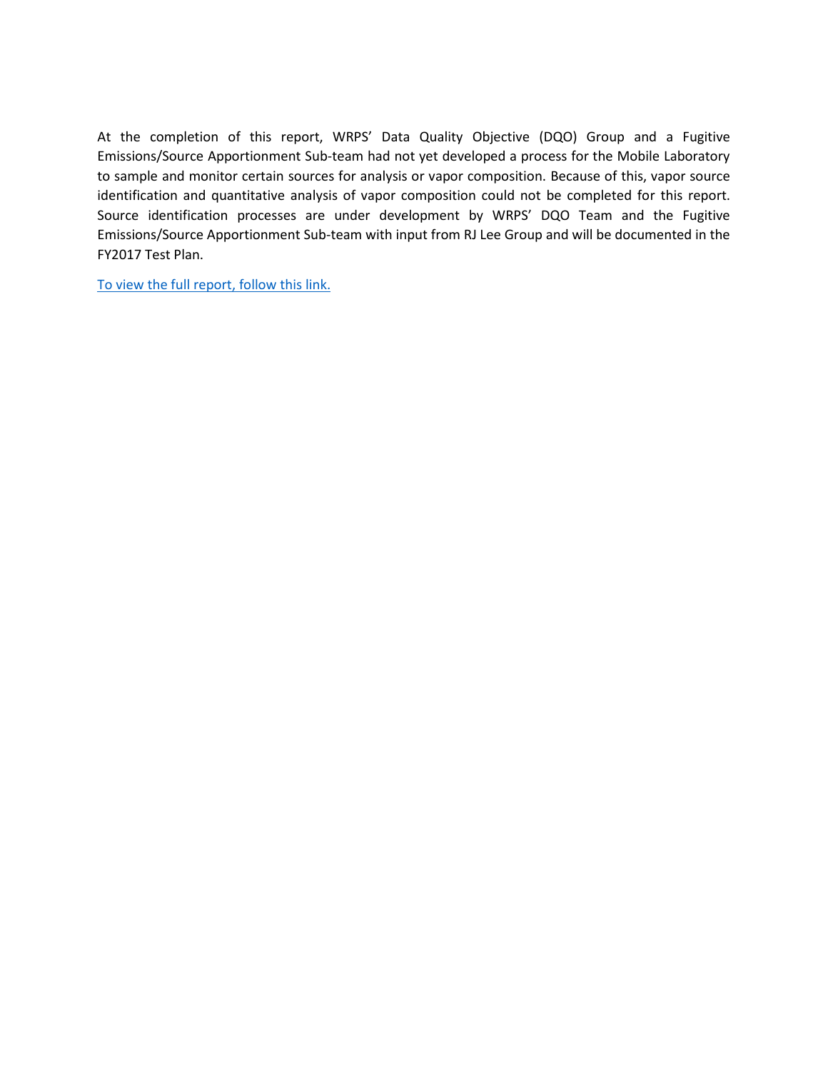At the completion of this report, WRPS' Data Quality Objective (DQO) Group and a Fugitive Emissions/Source Apportionment Sub-team had not yet developed a process for the Mobile Laboratory to sample and monitor certain sources for analysis or vapor composition. Because of this, vapor source identification and quantitative analysis of vapor composition could not be completed for this report. Source identification processes are under development by WRPS' DQO Team and the Fugitive Emissions/Source Apportionment Sub-team with input from RJ Lee Group and will be documented in the FY2017 Test Plan.

To view the full report, follow this link.